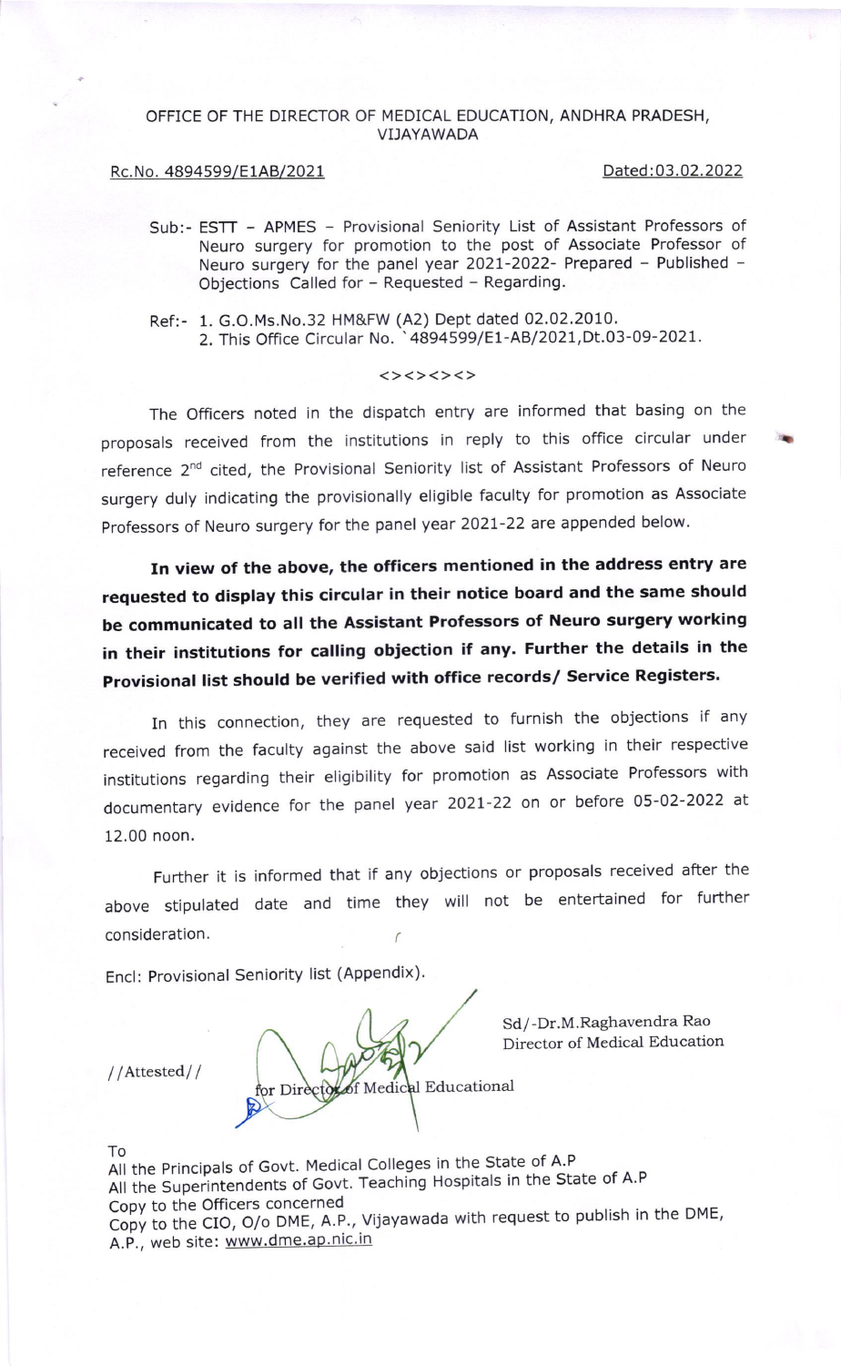OFFICE OF THE DIRECTOR OF MEDICAL EDUCATION, ANDHRA PRADESH, VIJAYAWADA

Rc.No. 4894599/E1AB/2021 Dated:03.02.2022

Sub:- ESTT – APMES – Provisional Seniority List of Assistant Professors of Neuro surgery for promotion to the post of Associate Professor of Neuro surgery for the panel year 2021-2022- Prepared – Published – Objections Called for – Requested – Regarding.

Ref:- 1. G.O.Ms.No.32 HM&FW (A2) Dept dated 02.02.2010.
2. This Office Circular No. `4894599/E1-AB/2021,Dt.03-09-2021.

<><><><>

The Officers noted in the dispatch entry are informed that basing on the proposals received from the institutions in reply to this office circular under reference 2[nd] cited, the Provisional Seniority list of Assistant Professors of Neuro surgery duly indicating the provisionally eligible faculty for promotion as Associate Professors of Neuro surgery for the panel year 2021-22 are appended below.

**In view of the above, the officers mentioned in the address entry are requested to display this circular in their notice board and the same should be communicated to all the Assistant Professors of Neuro surgery working in their institutions for calling objection if any. Further the details in the Provisional list should be verified with office records/ Service Registers.**

In this connection, they are requested to furnish the objections if any received from the faculty against the above said list working in their respective institutions regarding their eligibility for promotion as Associate Professors with documentary evidence for the panel year 2021-22 on or before 05-02-2022 at 12.00 noon.

Further it is informed that if any objections or proposals received after the above stipulated date and time they will not be entertained for further consideration.

Encl: Provisional Seniority list (Appendix).

Sd/-Dr.M.Raghavendra Rao
Director of Medical Education

//Attested//

for Director of Medical Educational

To
All the Principals of Govt. Medical Colleges in the State of A.P
All the Superintendents of Govt. Teaching Hospitals in the State of A.P
Copy to the Officers concerned
Copy to the CIO, O/o DME, A.P., Vijayawada with request to publish in the DME, A.P., web site: www.dme.ap.nic.in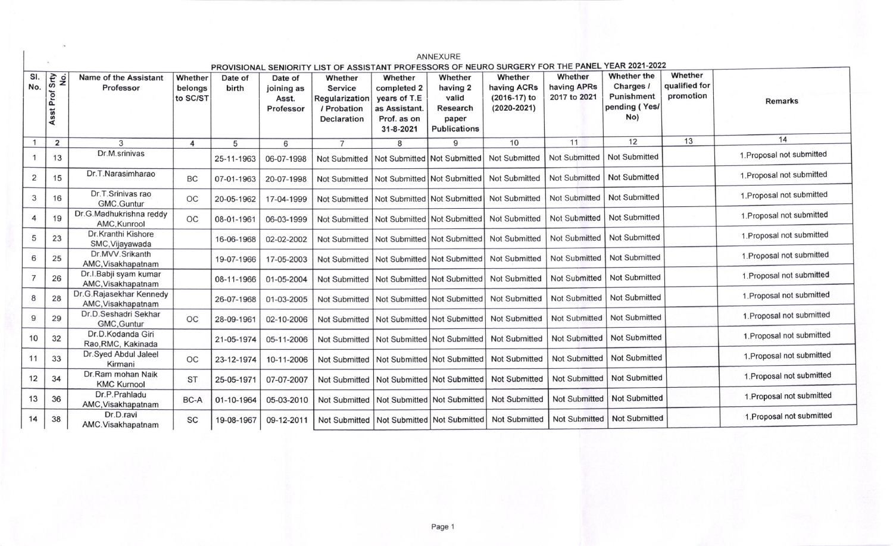ANNEXURE

## PROVISIONAL SENIORITY LIST OF ASSISTANT PROFESSORS OF NEURO SURGERY FOR THE PANEL YEAR 2021-2022

| Sl. No. | Asst Prof Srty No. | Name of the Assistant Professor | Whether belongs to SC/ST | Date of birth | Date of joining as Asst. Professor | Whether Service Regularization / Probation Declaration | Whether completed 2 years of T.E as Assistant. Prof. as on 31-8-2021 | Whether having 2 valid Research paper Publications | Whether having ACRs (2016-17) to (2020-2021) | Whether having APRs 2017 to 2021 | Whether the Charges / Punishment pending ( Yes/ No) | Whether qualified for promotion | Remarks |
|---|---|---|---|---|---|---|---|---|---|---|---|---|---|
| 1 | 2 | 3 | 4 | 5 | 6 | 7 | 8 | 9 | 10 | 11 | 12 | 13 | 14 |
| 1 | 13 | Dr.M.srinivas | | 25-11-1963 | 06-07-1998 | Not Submitted | Not Submitted | Not Submitted | Not Submitted | Not Submitted | Not Submitted | | 1.Proposal not submitted |
| 2 | 15 | Dr.T.Narasimharao | BC | 07-01-1963 | 20-07-1998 | Not Submitted | Not Submitted | Not Submitted | Not Submitted | Not Submitted | Not Submitted | | 1.Proposal not submitted |
| 3 | 16 | Dr.T.Srinivas rao GMC.Guntur | OC | 20-05-1962 | 17-04-1999 | Not Submitted | Not Submitted | Not Submitted | Not Submitted | Not Submitted | Not Submitted | | 1.Proposal not submitted |
| 4 | 19 | Dr.G.Madhukrishna reddy AMC,Kunrool | OC | 08-01-1961 | 06-03-1999 | Not Submitted | Not Submitted | Not Submitted | Not Submitted | Not Submitted | Not Submitted | | 1.Proposal not submitted |
| 5 | 23 | Dr.Kranthi Kishore SMC,Vijayawada | | 16-06-1968 | 02-02-2002 | Not Submitted | Not Submitted | Not Submitted | Not Submitted | Not Submitted | Not Submitted | | 1.Proposal not submitted |
| 6 | 25 | Dr.MVV.Srikanth AMC,Visakhapatnam | | 19-07-1966 | 17-05-2003 | Not Submitted | Not Submitted | Not Submitted | Not Submitted | Not Submitted | Not Submitted | | 1.Proposal not submitted |
| 7 | 26 | Dr.I.Babji syam kumar AMC,Visakhapatnam | | 08-11-1966 | 01-05-2004 | Not Submitted | Not Submitted | Not Submitted | Not Submitted | Not Submitted | Not Submitted | | 1.Proposal not submitted |
| 8 | 28 | Dr.G.Rajasekhar Kennedy AMC,Visakhapatnam | | 26-07-1968 | 01-03-2005 | Not Submitted | Not Submitted | Not Submitted | Not Submitted | Not Submitted | Not Submitted | | 1.Proposal not submitted |
| 9 | 29 | Dr.D.Seshadri Sekhar GMC,Guntur | OC | 28-09-1961 | 02-10-2006 | Not Submitted | Not Submitted | Not Submitted | Not Submitted | Not Submitted | Not Submitted | | 1.Proposal not submitted |
| 10 | 32 | Dr.D.Kodanda Giri Rao,RMC, Kakinada | | 21-05-1974 | 05-11-2006 | Not Submitted | Not Submitted | Not Submitted | Not Submitted | Not Submitted | Not Submitted | | 1.Proposal not submitted |
| 11 | 33 | Dr.Syed Abdul Jaleel Kirmani | OC | 23-12-1974 | 10-11-2006 | Not Submitted | Not Submitted | Not Submitted | Not Submitted | Not Submitted | Not Submitted | | 1.Proposal not submitted |
| 12 | 34 | Dr.Ram mohan Naik KMC Kurnool | ST | 25-05-1971 | 07-07-2007 | Not Submitted | Not Submitted | Not Submitted | Not Submitted | Not Submitted | Not Submitted | | 1.Proposal not submitted |
| 13 | 36 | Dr.P.Prahladu AMC,Visakhapatnam | BC-A | 01-10-1964 | 05-03-2010 | Not Submitted | Not Submitted | Not Submitted | Not Submitted | Not Submitted | Not Submitted | | 1.Proposal not submitted |
| 14 | 38 | Dr.D.ravi AMC.Visakhapatnam | SC | 19-08-1967 | 09-12-2011 | Not Submitted | Not Submitted | Not Submitted | Not Submitted | Not Submitted | Not Submitted | | 1.Proposal not submitted |